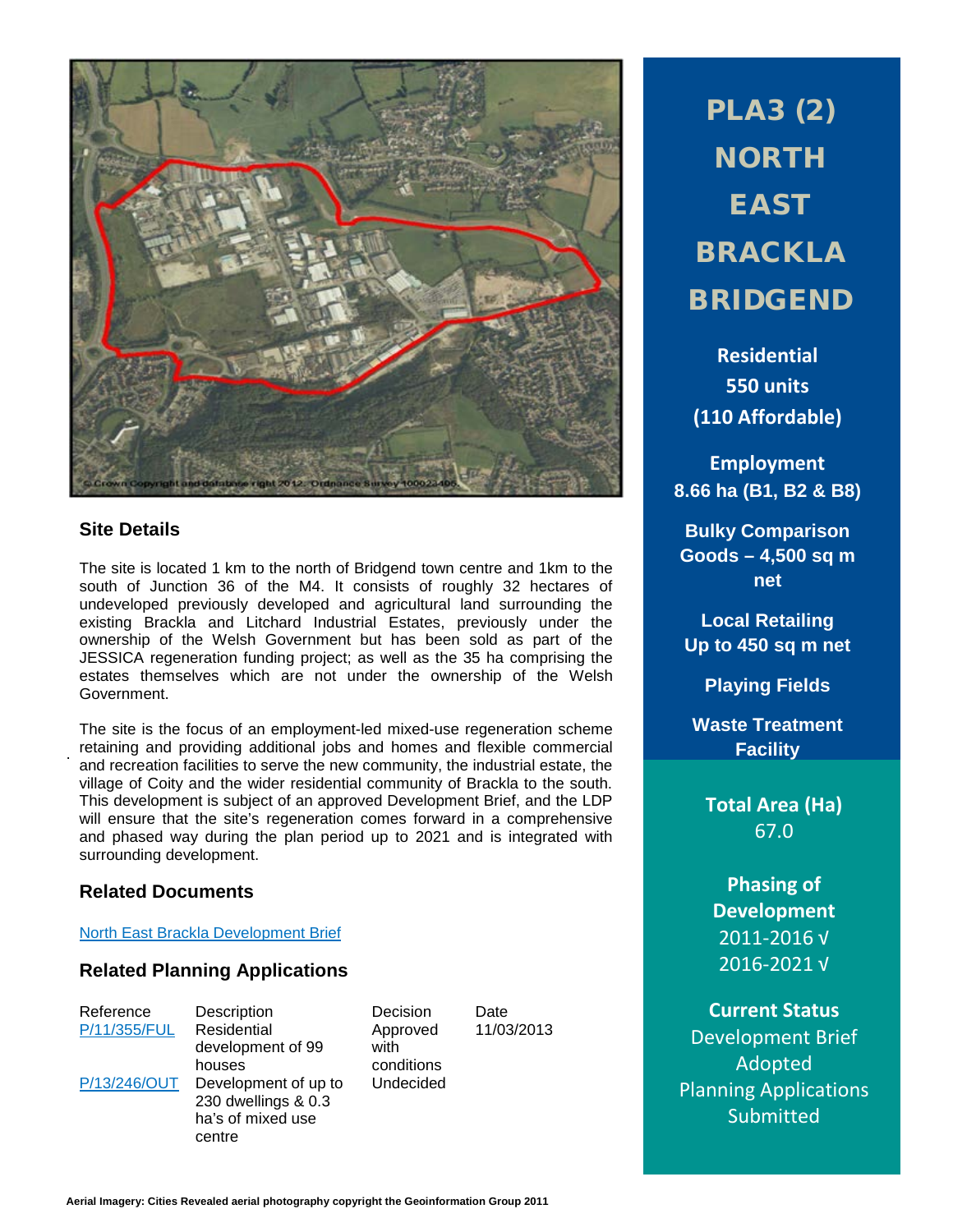# PLA3 (2) NORTH EAST BRACKLA BRIDGEND

**Residential**
**550 units**
**(110 Affordable)**

**Employment**
**8.66 ha (B1, B2 & B8)**

**Bulky Comparison Goods – 4,500 sq m net**

**Local Retailing**
**Up to 450 sq m net**

**Playing Fields**

**Waste Treatment Facility**

**Total Area (Ha)**
67.0

**Phasing of Development**
2011-2016 √
2016-2021 √

**Current Status**
Development Brief Adopted
Planning Applications Submitted

## Site Details

The site is located 1 km to the north of Bridgend town centre and 1km to the south of Junction 36 of the M4. It consists of roughly 32 hectares of undeveloped previously developed and agricultural land surrounding the existing Brackla and Litchard Industrial Estates, previously under the ownership of the Welsh Government but has been sold as part of the JESSICA regeneration funding project; as well as the 35 ha comprising the estates themselves which are not under the ownership of the Welsh Government.

The site is the focus of an employment-led mixed-use regeneration scheme retaining and providing additional jobs and homes and flexible commercial and recreation facilities to serve the new community, the industrial estate, the village of Coity and the wider residential community of Brackla to the south. This development is subject of an approved Development Brief, and the LDP will ensure that the site's regeneration comes forward in a comprehensive and phased way during the plan period up to 2021 and is integrated with surrounding development.

## Related Documents

North East Brackla Development Brief

## Related Planning Applications

| Reference | Description | Decision | Date |
|---|---|---|---|
| P/11/355/FUL | Residential development of 99 houses | Approved with conditions | 11/03/2013 |
| P/13/246/OUT | Development of up to 230 dwellings & 0.3 ha's of mixed use centre | Undecided | |

Aerial Imagery: Cities Revealed aerial photography copyright the Geoinformation Group 2011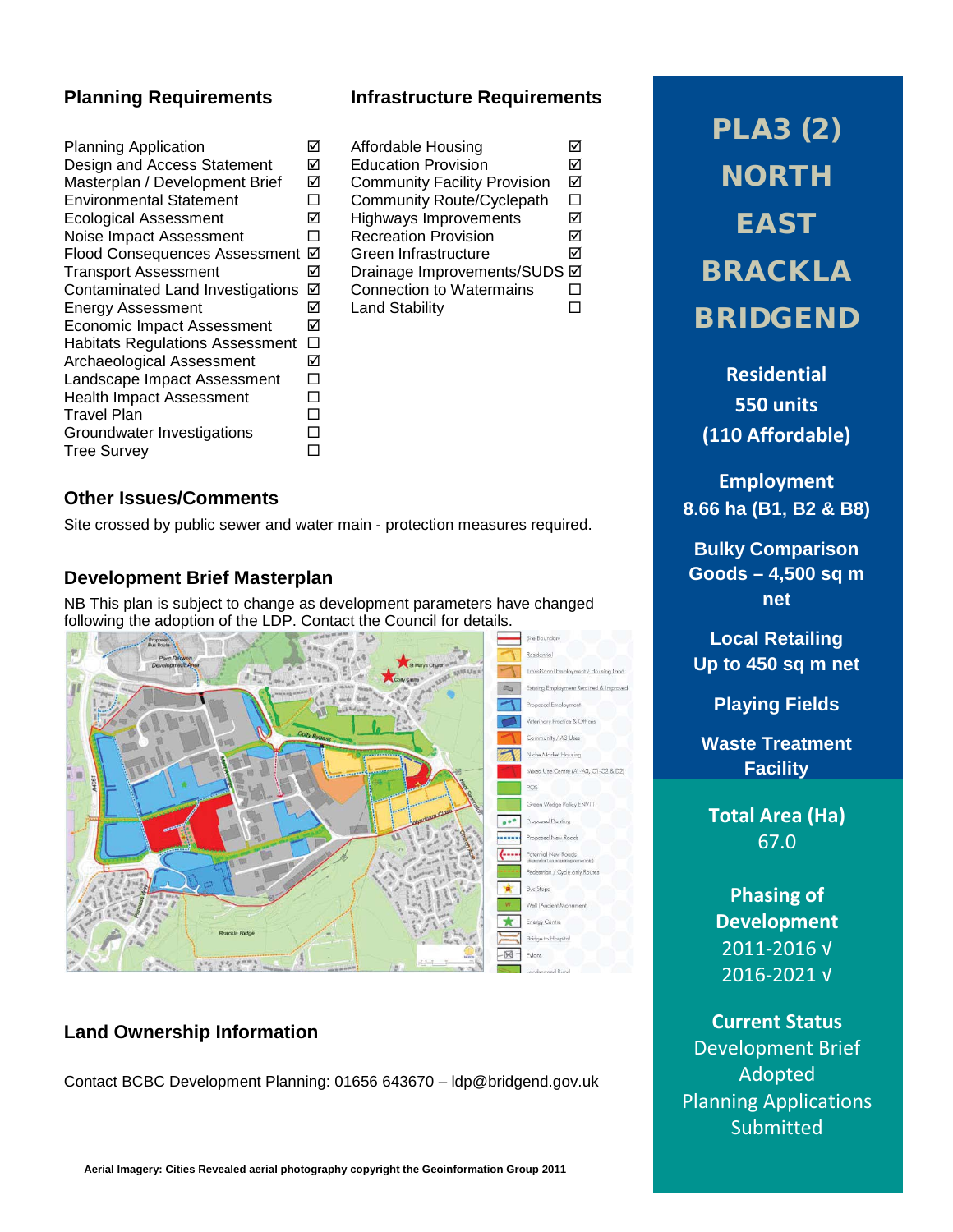## Planning Requirements

| | |
|---|---|
| Planning Application | ☑ |
| Design and Access Statement | ☑ |
| Masterplan / Development Brief | ☑ |
| Environmental Statement | ☐ |
| Ecological Assessment | ☑ |
| Noise Impact Assessment | ☐ |
| Flood Consequences Assessment | ☑ |
| Transport Assessment | ☑ |
| Contaminated Land Investigations | ☑ |
| Energy Assessment | ☑ |
| Economic Impact Assessment | ☑ |
| Habitats Regulations Assessment | ☐ |
| Archaeological Assessment | ☑ |
| Landscape Impact Assessment | ☐ |
| Health Impact Assessment | ☐ |
| Travel Plan | ☐ |
| Groundwater Investigations | ☐ |
| Tree Survey | ☐ |

## Infrastructure Requirements

| | |
|---|---|
| Affordable Housing | ☑ |
| Education Provision | ☑ |
| Community Facility Provision | ☑ |
| Community Route/Cyclepath | ☐ |
| Highways Improvements | ☑ |
| Recreation Provision | ☑ |
| Green Infrastructure | ☑ |
| Drainage Improvements/SUDS | ☑ |
| Connection to Watermains | ☐ |
| Land Stability | ☐ |

## Other Issues/Comments

Site crossed by public sewer and water main - protection measures required.

## Development Brief Masterplan

NB This plan is subject to change as development parameters have changed following the adoption of the LDP. Contact the Council for details.

Site Boundary
Residential
Transitional Employment / Housing Land
Existing Employment Retained & Improved
Proposed Employment
Veterinary Practice & Offices
Community / A3 Uses
Niche Market Housing
Mixed Use Centre (A1-A3, C1-C2 & D2)
POS
Green Wedge Policy ENV11
Proposed Planting
Proposed New Roads
Potential New Roads
Pedestrian / Cycle only Routes
Bus Stops
Well (Ancient Monument)
Energy Centre
Bridge to Hospital
Pylons

## Land Ownership Information

Contact BCBC Development Planning: 01656 643670 – ldp@bridgend.gov.uk

**Aerial Imagery: Cities Revealed aerial photography copyright the Geoinformation Group 2011**

# PLA3 (2) NORTH EAST BRACKLA BRIDGEND

**Residential**
**550 units**
**(110 Affordable)**

**Employment**
**8.66 ha (B1, B2 & B8)**

**Bulky Comparison Goods – 4,500 sq m net**

**Local Retailing**
**Up to 450 sq m net**

**Playing Fields**

**Waste Treatment Facility**

**Total Area (Ha)**
67.0

**Phasing of Development**
2011-2016 √
2016-2021 √

**Current Status**
Development Brief Adopted
Planning Applications Submitted